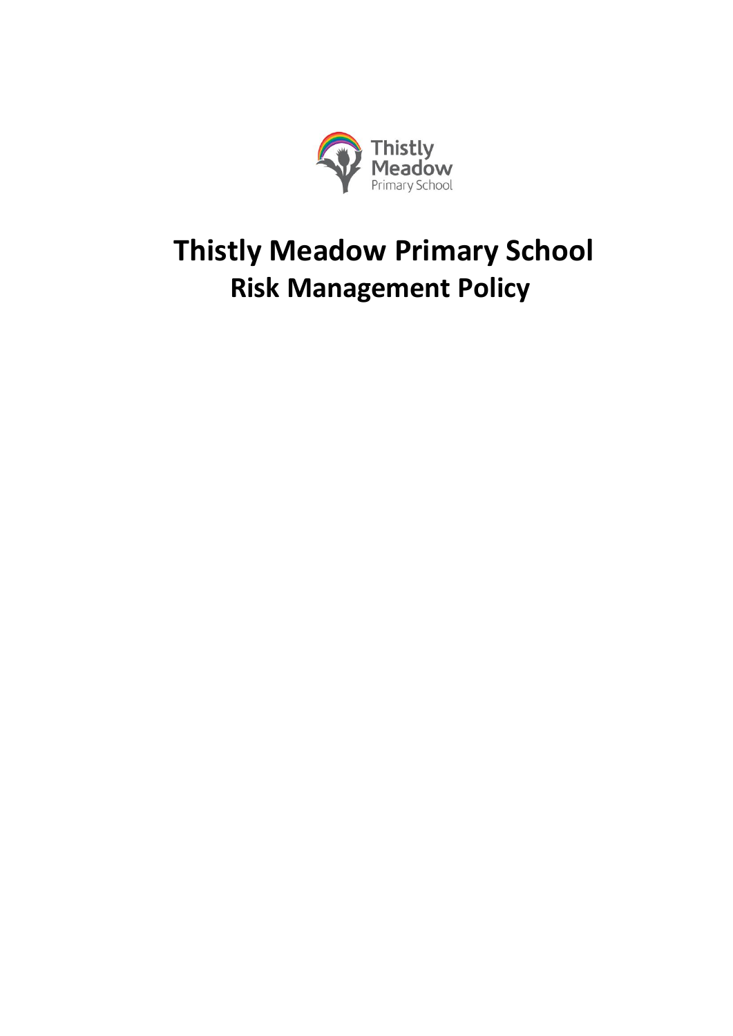# Thistly Meadow Primary School

## Risk Management Policy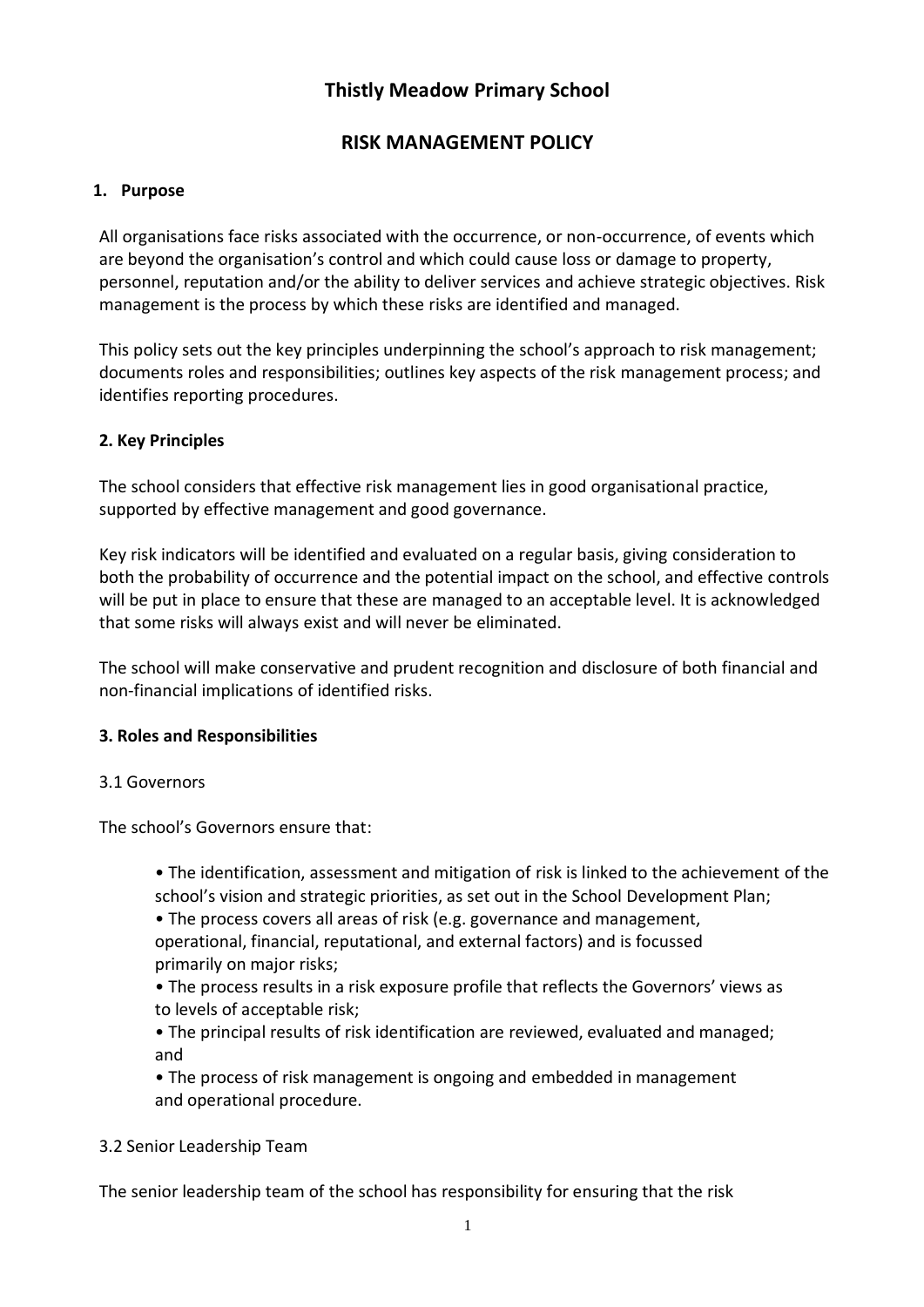# Thistly Meadow Primary School

## RISK MANAGEMENT POLICY

### 1. Purpose

All organisations face risks associated with the occurrence, or non-occurrence, of events which are beyond the organisation's control and which could cause loss or damage to property, personnel, reputation and/or the ability to deliver services and achieve strategic objectives. Risk management is the process by which these risks are identified and managed.

This policy sets out the key principles underpinning the school's approach to risk management; documents roles and responsibilities; outlines key aspects of the risk management process; and identifies reporting procedures.

### 2. Key Principles

The school considers that effective risk management lies in good organisational practice, supported by effective management and good governance.

Key risk indicators will be identified and evaluated on a regular basis, giving consideration to both the probability of occurrence and the potential impact on the school, and effective controls will be put in place to ensure that these are managed to an acceptable level. It is acknowledged that some risks will always exist and will never be eliminated.

The school will make conservative and prudent recognition and disclosure of both financial and non-financial implications of identified risks.

### 3. Roles and Responsibilities

3.1 Governors

The school's Governors ensure that:

- The identification, assessment and mitigation of risk is linked to the achievement of the school's vision and strategic priorities, as set out in the School Development Plan;
- The process covers all areas of risk (e.g. governance and management, operational, financial, reputational, and external factors) and is focussed primarily on major risks;
- The process results in a risk exposure profile that reflects the Governors' views as to levels of acceptable risk;
- The principal results of risk identification are reviewed, evaluated and managed; and
- The process of risk management is ongoing and embedded in management and operational procedure.

3.2 Senior Leadership Team

The senior leadership team of the school has responsibility for ensuring that the risk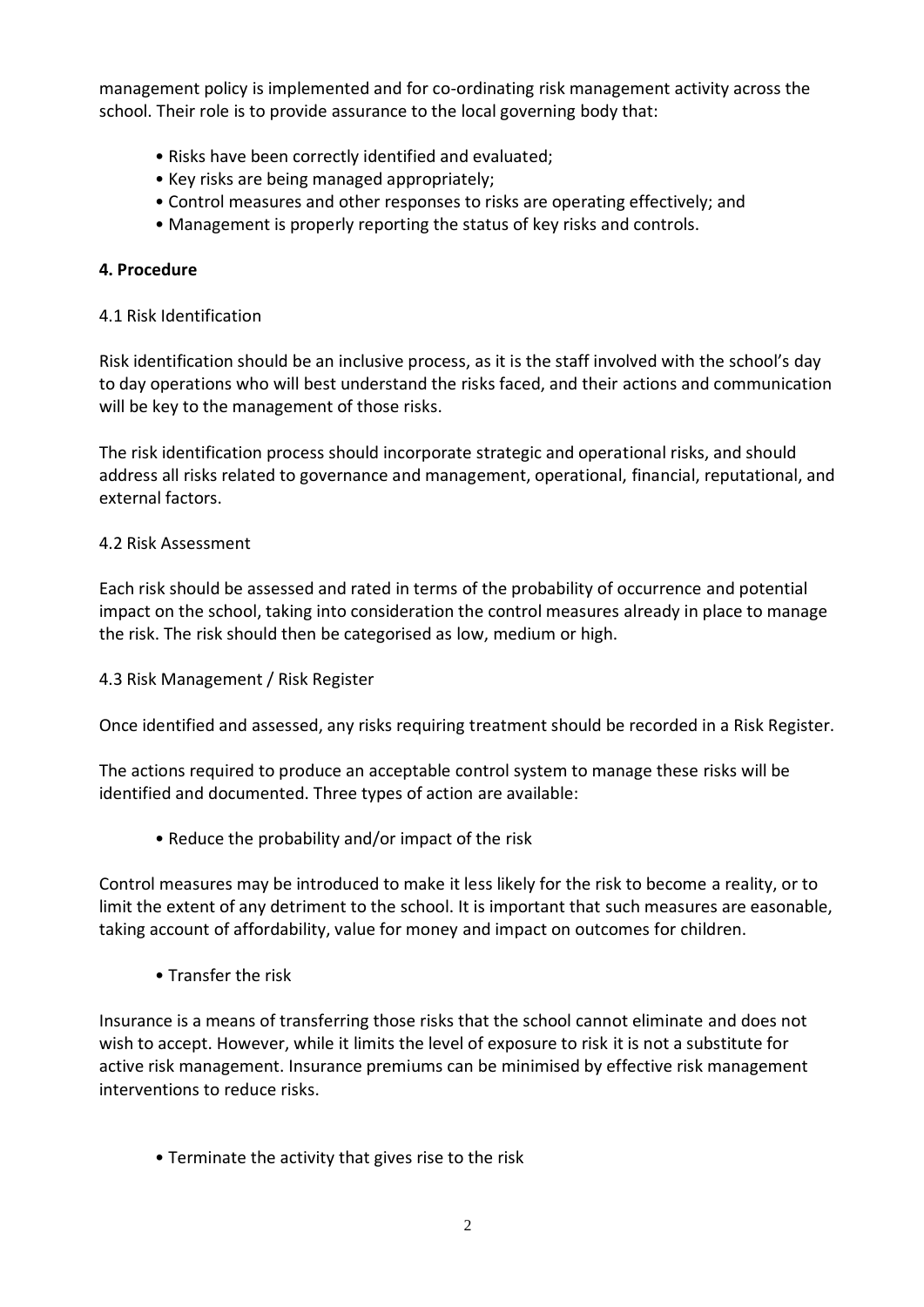management policy is implemented and for co-ordinating risk management activity across the school. Their role is to provide assurance to the local governing body that:

- Risks have been correctly identified and evaluated;
- Key risks are being managed appropriately;
- Control measures and other responses to risks are operating effectively; and
- Management is properly reporting the status of key risks and controls.

**4. Procedure**

4.1 Risk Identification

Risk identification should be an inclusive process, as it is the staff involved with the school's day to day operations who will best understand the risks faced, and their actions and communication will be key to the management of those risks.

The risk identification process should incorporate strategic and operational risks, and should address all risks related to governance and management, operational, financial, reputational, and external factors.

4.2 Risk Assessment

Each risk should be assessed and rated in terms of the probability of occurrence and potential impact on the school, taking into consideration the control measures already in place to manage the risk. The risk should then be categorised as low, medium or high.

4.3 Risk Management / Risk Register

Once identified and assessed, any risks requiring treatment should be recorded in a Risk Register.

The actions required to produce an acceptable control system to manage these risks will be identified and documented. Three types of action are available:

- Reduce the probability and/or impact of the risk

Control measures may be introduced to make it less likely for the risk to become a reality, or to limit the extent of any detriment to the school. It is important that such measures are easonable, taking account of affordability, value for money and impact on outcomes for children.

- Transfer the risk

Insurance is a means of transferring those risks that the school cannot eliminate and does not wish to accept. However, while it limits the level of exposure to risk it is not a substitute for active risk management. Insurance premiums can be minimised by effective risk management interventions to reduce risks.

- Terminate the activity that gives rise to the risk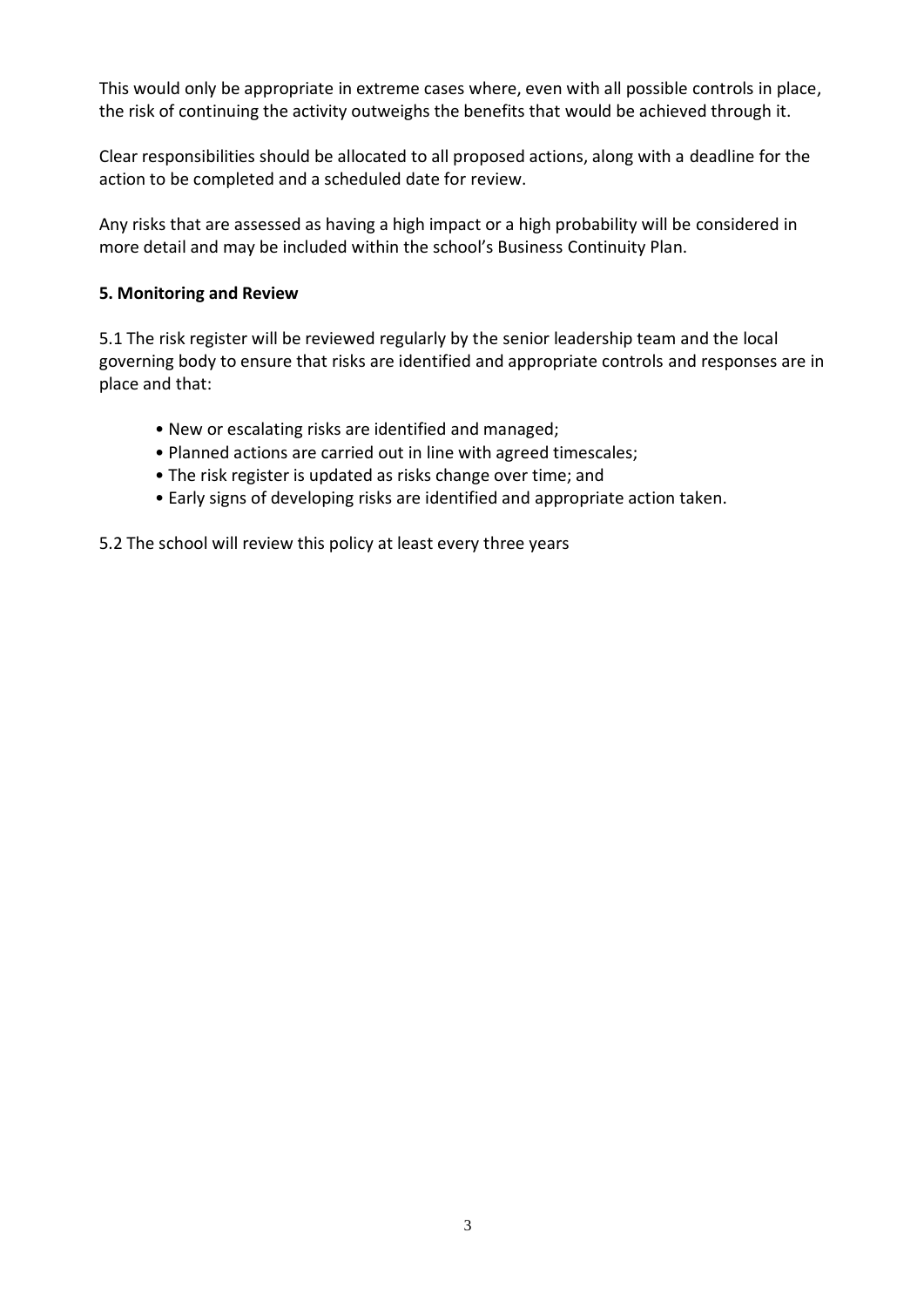This would only be appropriate in extreme cases where, even with all possible controls in place, the risk of continuing the activity outweighs the benefits that would be achieved through it.

Clear responsibilities should be allocated to all proposed actions, along with a deadline for the action to be completed and a scheduled date for review.

Any risks that are assessed as having a high impact or a high probability will be considered in more detail and may be included within the school's Business Continuity Plan.

**5. Monitoring and Review**

5.1 The risk register will be reviewed regularly by the senior leadership team and the local governing body to ensure that risks are identified and appropriate controls and responses are in place and that:

- New or escalating risks are identified and managed;
- Planned actions are carried out in line with agreed timescales;
- The risk register is updated as risks change over time; and
- Early signs of developing risks are identified and appropriate action taken.

5.2 The school will review this policy at least every three years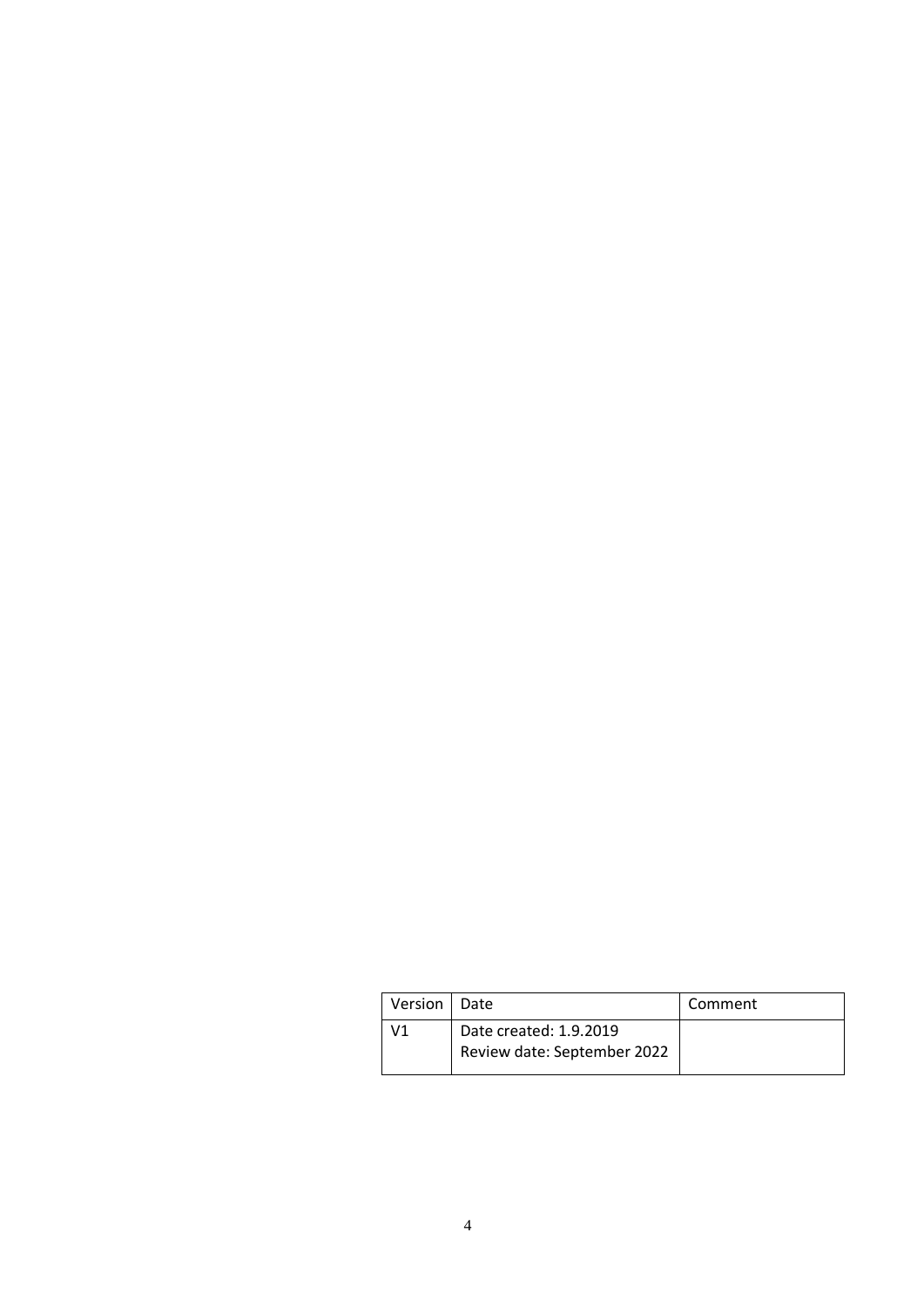| Version | Date | Comment |
| --- | --- | --- |
| V1 | Date created: 1.9.2019<br>Review date: September 2022 | |